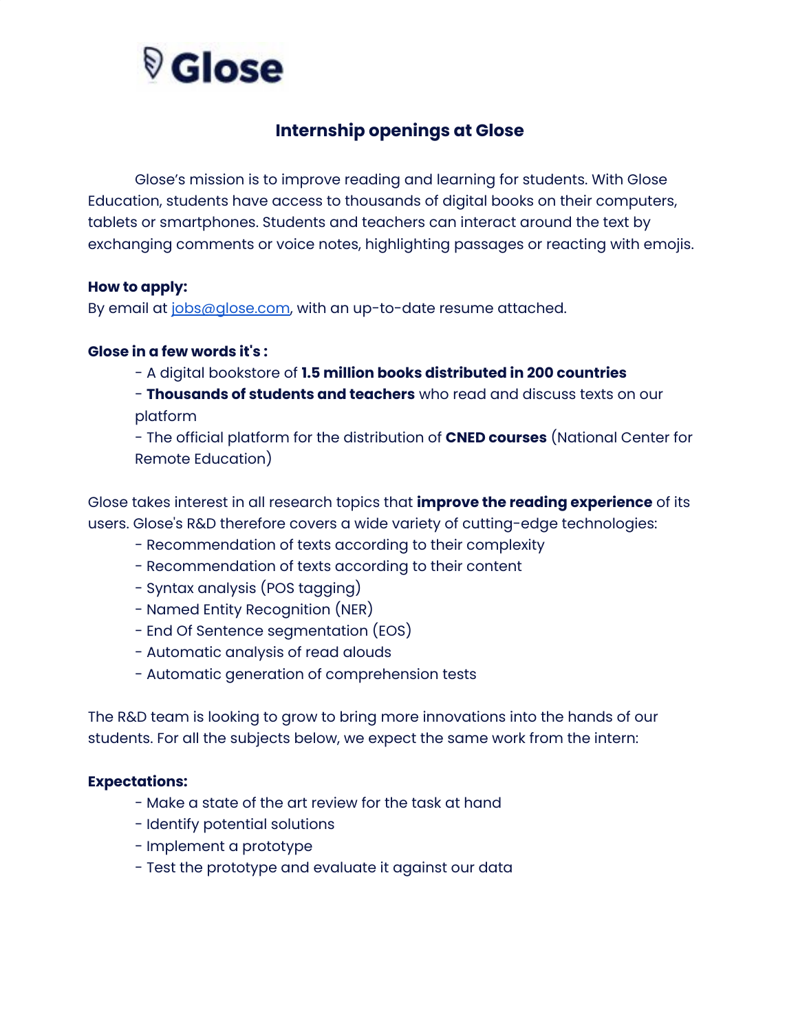# Glose

## Internship openings at Glose

Glose's mission is to improve reading and learning for students. With Glose Education, students have access to thousands of digital books on their computers, tablets or smartphones. Students and teachers can interact around the text by exchanging comments or voice notes, highlighting passages or reacting with emojis.

**How to apply:**
By email at jobs@glose.com, with an up-to-date resume attached.

**Glose in a few words it's :**

- A digital bookstore of **1.5 million books distributed in 200 countries**
- **Thousands of students and teachers** who read and discuss texts on our platform
- The official platform for the distribution of **CNED courses** (National Center for Remote Education)

Glose takes interest in all research topics that **improve the reading experience** of its users. Glose's R&D therefore covers a wide variety of cutting-edge technologies:

- Recommendation of texts according to their complexity
- Recommendation of texts according to their content
- Syntax analysis (POS tagging)
- Named Entity Recognition (NER)
- End Of Sentence segmentation (EOS)
- Automatic analysis of read alouds
- Automatic generation of comprehension tests

The R&D team is looking to grow to bring more innovations into the hands of our students. For all the subjects below, we expect the same work from the intern:

**Expectations:**

- Make a state of the art review for the task at hand
- Identify potential solutions
- Implement a prototype
- Test the prototype and evaluate it against our data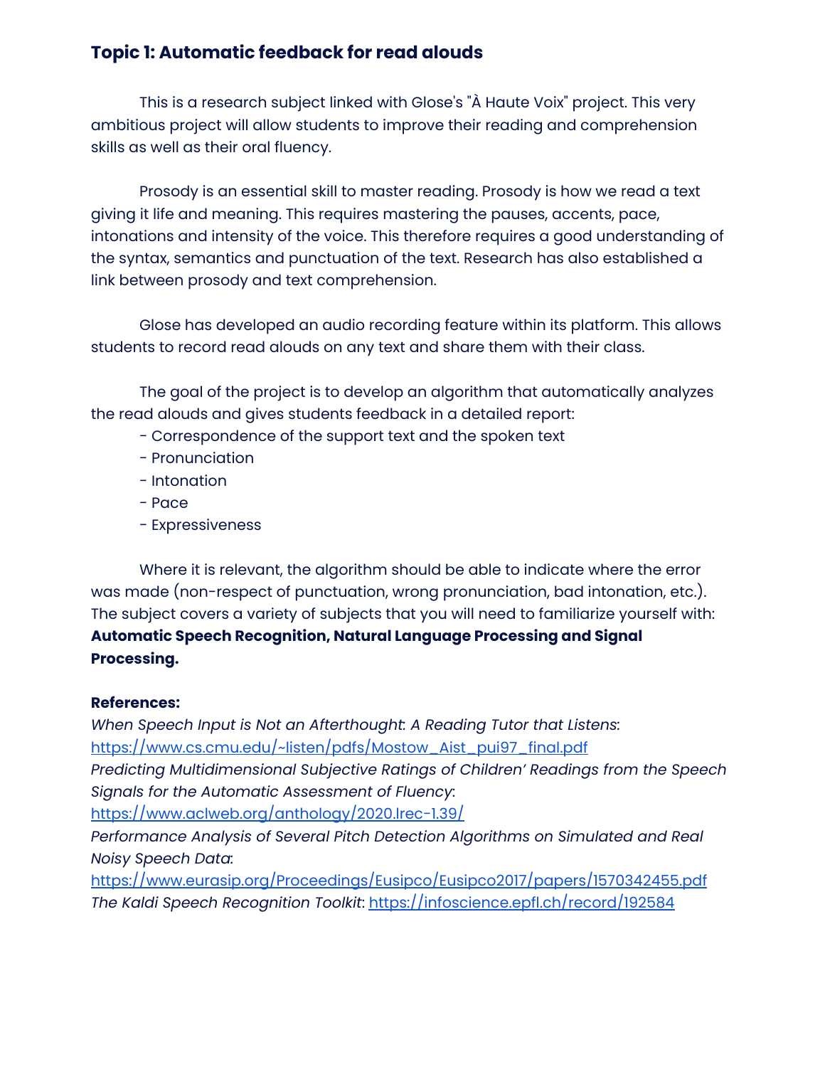## Topic 1: Automatic feedback for read alouds

This is a research subject linked with Glose's "À Haute Voix" project. This very ambitious project will allow students to improve their reading and comprehension skills as well as their oral fluency.

Prosody is an essential skill to master reading. Prosody is how we read a text giving it life and meaning. This requires mastering the pauses, accents, pace, intonations and intensity of the voice. This therefore requires a good understanding of the syntax, semantics and punctuation of the text. Research has also established a link between prosody and text comprehension.

Glose has developed an audio recording feature within its platform. This allows students to record read alouds on any text and share them with their class.

The goal of the project is to develop an algorithm that automatically analyzes the read alouds and gives students feedback in a detailed report:

- Correspondence of the support text and the spoken text
- Pronunciation
- Intonation
- Pace
- Expressiveness

Where it is relevant, the algorithm should be able to indicate where the error was made (non-respect of punctuation, wrong pronunciation, bad intonation, etc.). The subject covers a variety of subjects that you will need to familiarize yourself with: **Automatic Speech Recognition, Natural Language Processing and Signal Processing.**

**References:**

*When Speech Input is Not an Afterthought: A Reading Tutor that Listens*: [https://www.cs.cmu.edu/~listen/pdfs/Mostow_Aist_pui97_final.pdf](https://www.cs.cmu.edu/~listen/pdfs/Mostow_Aist_pui97_final.pdf)

*Predicting Multidimensional Subjective Ratings of Children' Readings from the Speech Signals for the Automatic Assessment of Fluency*: [https://www.aclweb.org/anthology/2020.lrec-1.39/](https://www.aclweb.org/anthology/2020.lrec-1.39/)

*Performance Analysis of Several Pitch Detection Algorithms on Simulated and Real Noisy Speech Data*: [https://www.eurasip.org/Proceedings/Eusipco/Eusipco2017/papers/1570342455.pdf](https://www.eurasip.org/Proceedings/Eusipco/Eusipco2017/papers/1570342455.pdf)

*The Kaldi Speech Recognition Toolkit*: [https://infoscience.epfl.ch/record/192584](https://infoscience.epfl.ch/record/192584)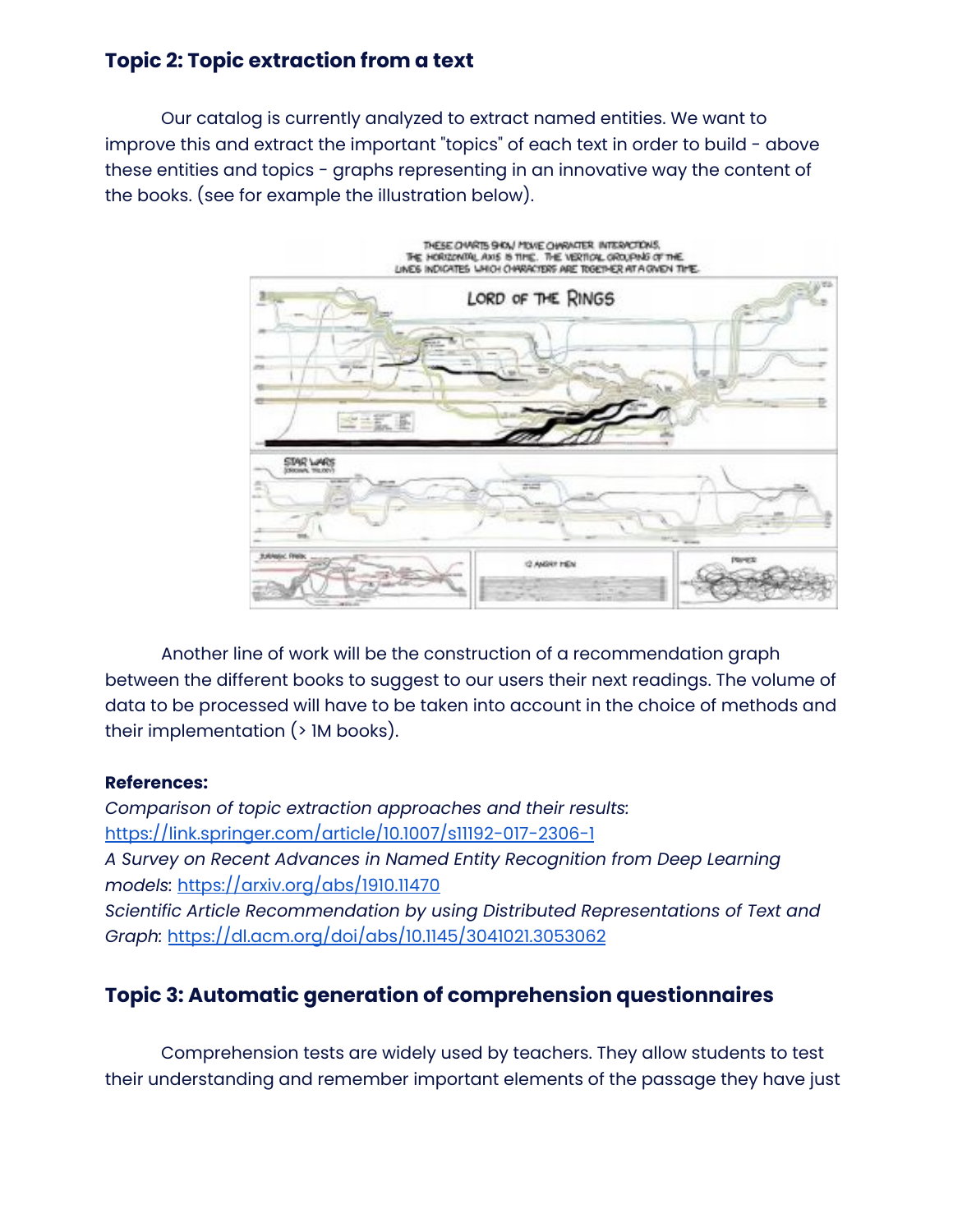## Topic 2: Topic extraction from a text

Our catalog is currently analyzed to extract named entities. We want to improve this and extract the important "topics" of each text in order to build - above these entities and topics - graphs representing in an innovative way the content of the books. (see for example the illustration below).

Another line of work will be the construction of a recommendation graph between the different books to suggest to our users their next readings. The volume of data to be processed will have to be taken into account in the choice of methods and their implementation (> 1M books).

**References:**

*Comparison of topic extraction approaches and their results*: https://link.springer.com/article/10.1007/s11192-017-2306-1

*A Survey on Recent Advances in Named Entity Recognition from Deep Learning models*: https://arxiv.org/abs/1910.11470

*Scientific Article Recommendation by using Distributed Representations of Text and Graph*: https://dl.acm.org/doi/abs/10.1145/3041021.3053062

## Topic 3: Automatic generation of comprehension questionnaires

Comprehension tests are widely used by teachers. They allow students to test their understanding and remember important elements of the passage they have just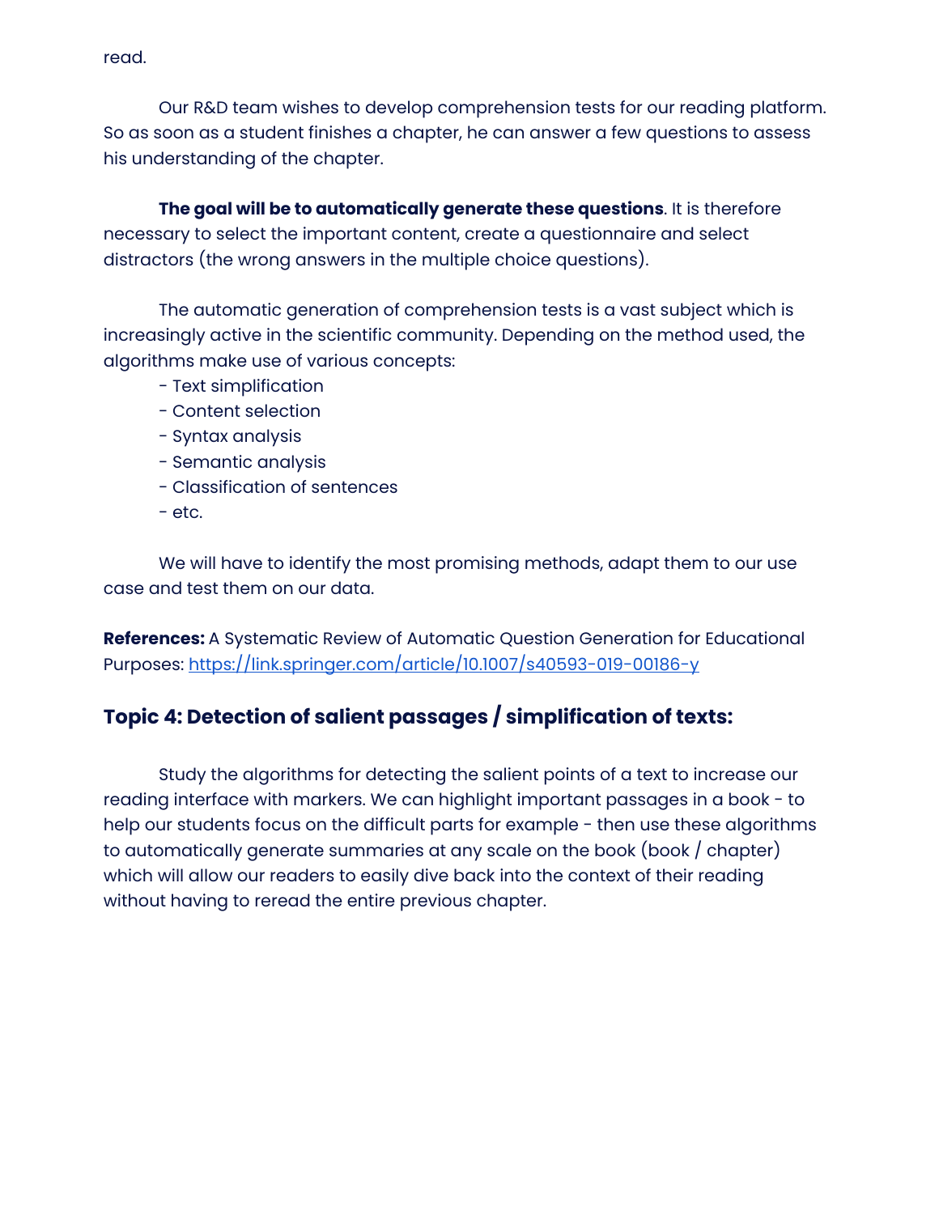read.

Our R&D team wishes to develop comprehension tests for our reading platform. So as soon as a student finishes a chapter, he can answer a few questions to assess his understanding of the chapter.

**The goal will be to automatically generate these questions**. It is therefore necessary to select the important content, create a questionnaire and select distractors (the wrong answers in the multiple choice questions).

The automatic generation of comprehension tests is a vast subject which is increasingly active in the scientific community. Depending on the method used, the algorithms make use of various concepts:

- Text simplification
- Content selection
- Syntax analysis
- Semantic analysis
- Classification of sentences
- etc.

We will have to identify the most promising methods, adapt them to our use case and test them on our data.

**References:** A Systematic Review of Automatic Question Generation for Educational Purposes: https://link.springer.com/article/10.1007/s40593-019-00186-y

## Topic 4: Detection of salient passages / simplification of texts:

Study the algorithms for detecting the salient points of a text to increase our reading interface with markers. We can highlight important passages in a book - to help our students focus on the difficult parts for example - then use these algorithms to automatically generate summaries at any scale on the book (book / chapter) which will allow our readers to easily dive back into the context of their reading without having to reread the entire previous chapter.